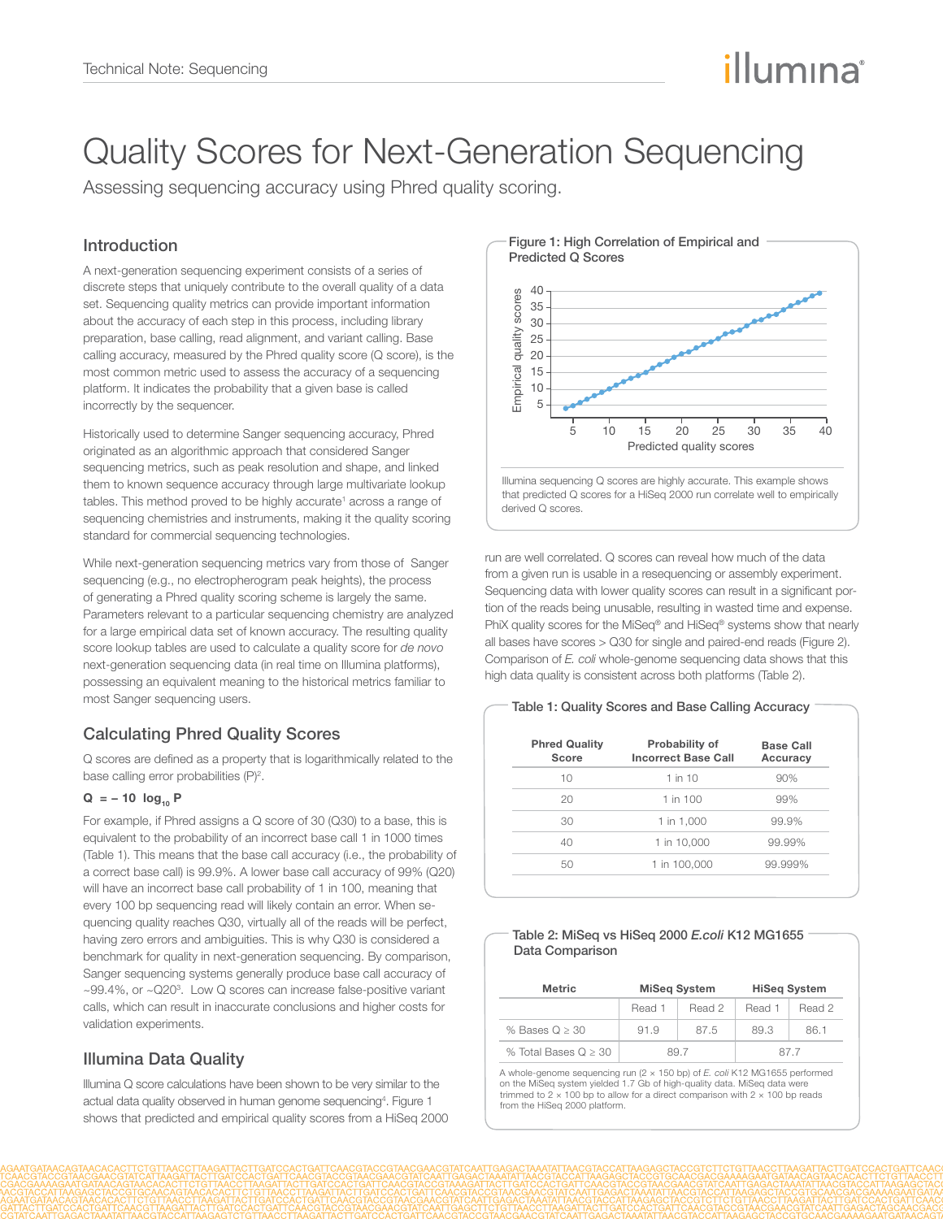# Quality Scores for Next-Generation Sequencing

Assessing sequencing accuracy using Phred quality scoring.

## Introduction

A next-generation sequencing experiment consists of a series of discrete steps that uniquely contribute to the overall quality of a data set. Sequencing quality metrics can provide important information about the accuracy of each step in this process, including library preparation, base calling, read alignment, and variant calling. Base calling accuracy, measured by the Phred quality score (Q score), is the most common metric used to assess the accuracy of a sequencing platform. It indicates the probability that a given base is called incorrectly by the sequencer.

Historically used to determine Sanger sequencing accuracy, Phred originated as an algorithmic approach that considered Sanger sequencing metrics, such as peak resolution and shape, and linked them to known sequence accuracy through large multivariate lookup tables. This method proved to be highly accurate[1] across a range of sequencing chemistries and instruments, making it the quality scoring standard for commercial sequencing technologies.

While next-generation sequencing metrics vary from those of Sanger sequencing (e.g., no electropherogram peak heights), the process of generating a Phred quality scoring scheme is largely the same. Parameters relevant to a particular sequencing chemistry are analyzed for a large empirical data set of known accuracy. The resulting quality score lookup tables are used to calculate a quality score for *de novo* next-generation sequencing data (in real time on Illumina platforms), possessing an equivalent meaning to the historical metrics familiar to most Sanger sequencing users.

## Calculating Phred Quality Scores

Q scores are defined as a property that is logarithmically related to the base calling error probabilities (P)[2].

$$Q = -10 \log_{10} P$$

For example, if Phred assigns a Q score of 30 (Q30) to a base, this is equivalent to the probability of an incorrect base call 1 in 1000 times (Table 1). This means that the base call accuracy (i.e., the probability of a correct base call) is 99.9%. A lower base call accuracy of 99% (Q20) will have an incorrect base call probability of 1 in 100, meaning that every 100 bp sequencing read will likely contain an error. When sequencing quality reaches Q30, virtually all of the reads will be perfect, having zero errors and ambiguities. This is why Q30 is considered a benchmark for quality in next-generation sequencing. By comparison, Sanger sequencing systems generally produce base call accuracy of ~99.4%, or ~Q20[3]. Low Q scores can increase false-positive variant calls, which can result in inaccurate conclusions and higher costs for validation experiments.

## Illumina Data Quality

Illumina Q score calculations have been shown to be very similar to the actual data quality observed in human genome sequencing[4]. Figure 1 shows that predicted and empirical quality scores from a HiSeq 2000 run are well correlated. Q scores can reveal how much of the data from a given run is usable in a resequencing or assembly experiment. Sequencing data with lower quality scores can result in a significant portion of the reads being unusable, resulting in wasted time and expense. PhiX quality scores for the MiSeq® and HiSeq® systems show that nearly all bases have scores > Q30 for single and paired-end reads (Figure 2). Comparison of *E. coli* whole-genome sequencing data shows that this high data quality is consistent across both platforms (Table 2).

**Figure 1: High Correlation of Empirical and Predicted Q Scores**

Illumina sequencing Q scores are highly accurate. This example shows that predicted Q scores for a HiSeq 2000 run correlate well to empirically derived Q scores.

**Table 1: Quality Scores and Base Calling Accuracy**

| Phred Quality Score | Probability of Incorrect Base Call | Base Call Accuracy |
|---|---|---|
| 10 | 1 in 10 | 90% |
| 20 | 1 in 100 | 99% |
| 30 | 1 in 1,000 | 99.9% |
| 40 | 1 in 10,000 | 99.99% |
| 50 | 1 in 100,000 | 99.999% |

**Table 2: MiSeq vs HiSeq 2000 *E.coli* K12 MG1655 Data Comparison**

| Metric | MiSeq System | | HiSeq System | |
|---|---|---|---|---|
| | Read 1 | Read 2 | Read 1 | Read 2 |
| % Bases Q ≥ 30 | 91.9 | 87.5 | 89.3 | 86.1 |
| % Total Bases Q ≥ 30 | 89.7 | | 87.7 | |

A whole-genome sequencing run (2 × 150 bp) of *E. coli* K12 MG1655 performed on the MiSeq system yielded 1.7 Gb of high-quality data. MiSeq data were trimmed to 2 × 100 bp to allow for a direct comparison with 2 × 100 bp reads from the HiSeq 2000 platform.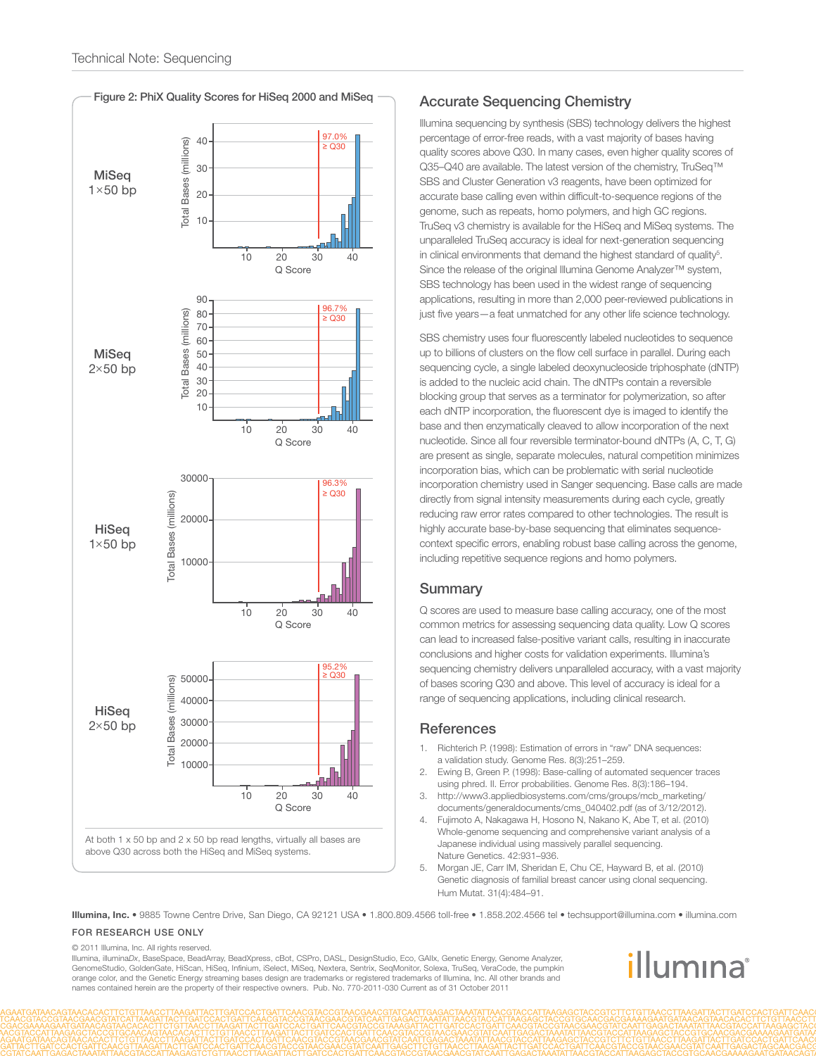Figure 2: PhiX Quality Scores for HiSeq 2000 and MiSeq

MiSeq 1×50 bp

Total Bases (millions)

40
30
20
10

97.0% ≥ Q30

10 20 30 40
Q Score

MiSeq 2×50 bp

Total Bases (millions)

90
80
70
60
50
40
30
20
10

96.7% ≥ Q30

10 20 30 40
Q Score

HiSeq 1×50 bp

Total Bases (millions)

30000
20000
10000

96.3% ≥ Q30

10 20 30 40
Q Score

HiSeq 2×50 bp

Total Bases (millions)

50000
40000
30000
20000
10000

95.2% ≥ Q30

10 20 30 40
Q Score

At both 1 x 50 bp and 2 x 50 bp read lengths, virtually all bases are above Q30 across both the HiSeq and MiSeq systems.

## Accurate Sequencing Chemistry

Illumina sequencing by synthesis (SBS) technology delivers the highest percentage of error-free reads, with a vast majority of bases having quality scores above Q30. In many cases, even higher quality scores of Q35–Q40 are available. The latest version of the chemistry, TruSeq™ SBS and Cluster Generation v3 reagents, have been optimized for accurate base calling even within difficult-to-sequence regions of the genome, such as repeats, homo polymers, and high GC regions. TruSeq v3 chemistry is available for the HiSeq and MiSeq systems. The unparalleled TruSeq accuracy is ideal for next-generation sequencing in clinical environments that demand the highest standard of quality[5]. Since the release of the original Illumina Genome Analyzer™ system, SBS technology has been used in the widest range of sequencing applications, resulting in more than 2,000 peer-reviewed publications in just five years—a feat unmatched for any other life science technology.

SBS chemistry uses four fluorescently labeled nucleotides to sequence up to billions of clusters on the flow cell surface in parallel. During each sequencing cycle, a single labeled deoxynucleoside triphosphate (dNTP) is added to the nucleic acid chain. The dNTPs contain a reversible blocking group that serves as a terminator for polymerization, so after each dNTP incorporation, the fluorescent dye is imaged to identify the base and then enzymatically cleaved to allow incorporation of the next nucleotide. Since all four reversible terminator-bound dNTPs (A, C, T, G) are present as single, separate molecules, natural competition minimizes incorporation bias, which can be problematic with serial nucleotide incorporation chemistry used in Sanger sequencing. Base calls are made directly from signal intensity measurements during each cycle, greatly reducing raw error rates compared to other technologies. The result is highly accurate base-by-base sequencing that eliminates sequence-context specific errors, enabling robust base calling across the genome, including repetitive sequence regions and homo polymers.

## Summary

Q scores are used to measure base calling accuracy, one of the most common metrics for assessing sequencing data quality. Low Q scores can lead to increased false-positive variant calls, resulting in inaccurate conclusions and higher costs for validation experiments. Illumina's sequencing chemistry delivers unparalleled accuracy, with a vast majority of bases scoring Q30 and above. This level of accuracy is ideal for a range of sequencing applications, including clinical research.

## References

1. Richterich P. (1998): Estimation of errors in "raw" DNA sequences: a validation study. Genome Res. 8(3):251–259.
2. Ewing B, Green P. (1998): Base-calling of automated sequencer traces using phred. II. Error probabilities. Genome Res. 8(3):186–194.
3. http://www3.appliedbiosystems.com/cms/groups/mcb_marketing/documents/generaldocuments/cms_040402.pdf (as of 3/12/2012).
4. Fujimoto A, Nakagawa H, Hosono N, Nakano K, Abe T, et al. (2010) Whole-genome sequencing and comprehensive variant analysis of a Japanese individual using massively parallel sequencing. Nature Genetics. 42:931–936.
5. Morgan JE, Carr IM, Sheridan E, Chu CE, Hayward B, et al. (2010) Genetic diagnosis of familial breast cancer using clonal sequencing. Hum Mutat. 31(4):484–91.

**Illumina, Inc.** • 9885 Towne Centre Drive, San Diego, CA 92121 USA • 1.800.809.4566 toll-free • 1.858.202.4566 tel • techsupport@illumina.com • illumina.com

FOR RESEARCH USE ONLY

© 2011 Illumina, Inc. All rights reserved.
Illumina, illumina*Dx*, BaseSpace, BeadArray, BeadXpress, cBot, CSPro, DASL, DesignStudio, Eco, GAIIx, Genetic Energy, Genome Analyzer, GenomeStudio, GoldenGate, HiScan, HiSeq, Infinium, iSelect, MiSeq, Nextera, Sentrix, SeqMonitor, Solexa, TruSeq, VeraCode, the pumpkin orange color, and the Genetic Energy streaming bases design are trademarks or registered trademarks of Illumina, Inc. All other brands and names contained herein are the property of their respective owners. Pub. No. 770-2011-030 Current as of 31 October 2011

illumina®